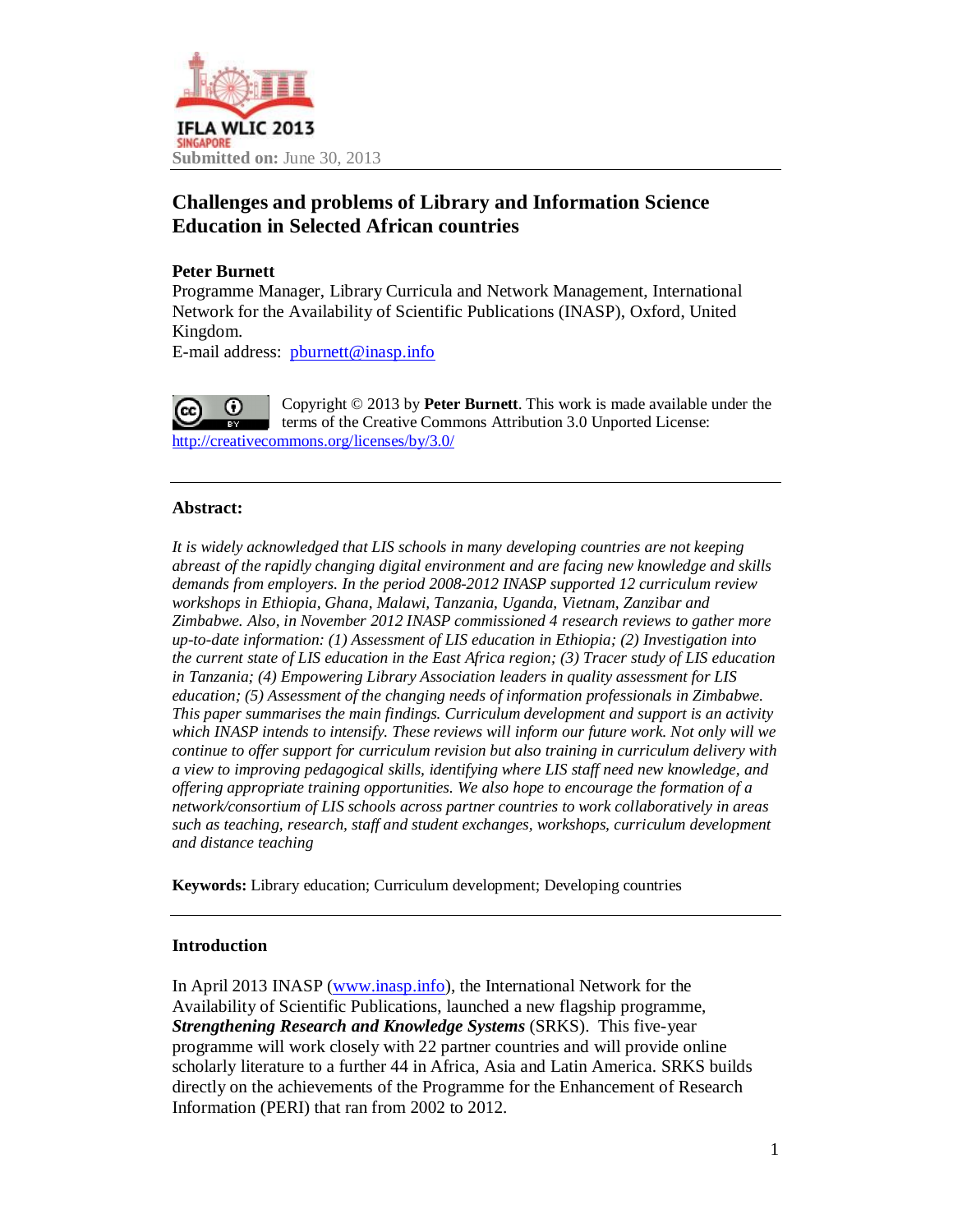IFLA WLIC 2013
SINGAPORE

**Submitted on:** June 30, 2013

# Challenges and problems of Library and Information Science Education in Selected African countries

**Peter Burnett**
Programme Manager, Library Curricula and Network Management, International Network for the Availability of Scientific Publications (INASP), Oxford, United Kingdom.
E-mail address: pburnett@inasp.info

Copyright © 2013 by **Peter Burnett**. This work is made available under the terms of the Creative Commons Attribution 3.0 Unported License: http://creativecommons.org/licenses/by/3.0/

---

### Abstract:

*It is widely acknowledged that LIS schools in many developing countries are not keeping abreast of the rapidly changing digital environment and are facing new knowledge and skills demands from employers. In the period 2008-2012 INASP supported 12 curriculum review workshops in Ethiopia, Ghana, Malawi, Tanzania, Uganda, Vietnam, Zanzibar and Zimbabwe. Also, in November 2012 INASP commissioned 4 research reviews to gather more up-to-date information: (1) Assessment of LIS education in Ethiopia; (2) Investigation into the current state of LIS education in the East Africa region; (3) Tracer study of LIS education in Tanzania; (4) Empowering Library Association leaders in quality assessment for LIS education; (5) Assessment of the changing needs of information professionals in Zimbabwe. This paper summarises the main findings. Curriculum development and support is an activity which INASP intends to intensify. These reviews will inform our future work. Not only will we continue to offer support for curriculum revision but also training in curriculum delivery with a view to improving pedagogical skills, identifying where LIS staff need new knowledge, and offering appropriate training opportunities. We also hope to encourage the formation of a network/consortium of LIS schools across partner countries to work collaboratively in areas such as teaching, research, staff and student exchanges, workshops, curriculum development and distance teaching*

**Keywords:** Library education; Curriculum development; Developing countries

---

### Introduction

In April 2013 INASP (www.inasp.info), the International Network for the Availability of Scientific Publications, launched a new flagship programme, ***Strengthening Research and Knowledge Systems*** (SRKS). This five-year programme will work closely with 22 partner countries and will provide online scholarly literature to a further 44 in Africa, Asia and Latin America. SRKS builds directly on the achievements of the Programme for the Enhancement of Research Information (PERI) that ran from 2002 to 2012.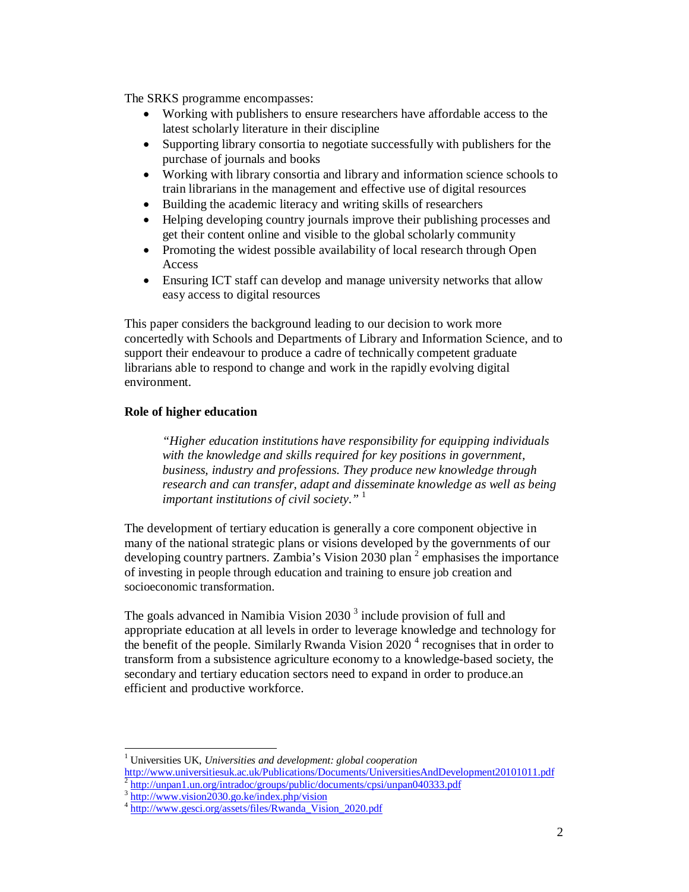The SRKS programme encompasses:

- Working with publishers to ensure researchers have affordable access to the latest scholarly literature in their discipline
- Supporting library consortia to negotiate successfully with publishers for the purchase of journals and books
- Working with library consortia and library and information science schools to train librarians in the management and effective use of digital resources
- Building the academic literacy and writing skills of researchers
- Helping developing country journals improve their publishing processes and get their content online and visible to the global scholarly community
- Promoting the widest possible availability of local research through Open Access
- Ensuring ICT staff can develop and manage university networks that allow easy access to digital resources

This paper considers the background leading to our decision to work more concertedly with Schools and Departments of Library and Information Science, and to support their endeavour to produce a cadre of technically competent graduate librarians able to respond to change and work in the rapidly evolving digital environment.

**Role of higher education**

> *"Higher education institutions have responsibility for equipping individuals with the knowledge and skills required for key positions in government, business, industry and professions. They produce new knowledge through research and can transfer, adapt and disseminate knowledge as well as being important institutions of civil society."* [1]

The development of tertiary education is generally a core component objective in many of the national strategic plans or visions developed by the governments of our developing country partners. Zambia's Vision 2030 plan [2] emphasises the importance of investing in people through education and training to ensure job creation and socioeconomic transformation.

The goals advanced in Namibia Vision 2030 [3] include provision of full and appropriate education at all levels in order to leverage knowledge and technology for the benefit of the people. Similarly Rwanda Vision 2020 [4] recognises that in order to transform from a subsistence agriculture economy to a knowledge-based society, the secondary and tertiary education sectors need to expand in order to produce.an efficient and productive workforce.

---

[1] Universities UK, *Universities and development: global cooperation* http://www.universitiesuk.ac.uk/Publications/Documents/UniversitiesAndDevelopment20101011.pdf

[2] http://unpan1.un.org/intradoc/groups/public/documents/cpsi/unpan040333.pdf

[3] http://www.vision2030.go.ke/index.php/vision

[4] http://www.gesci.org/assets/files/Rwanda_Vision_2020.pdf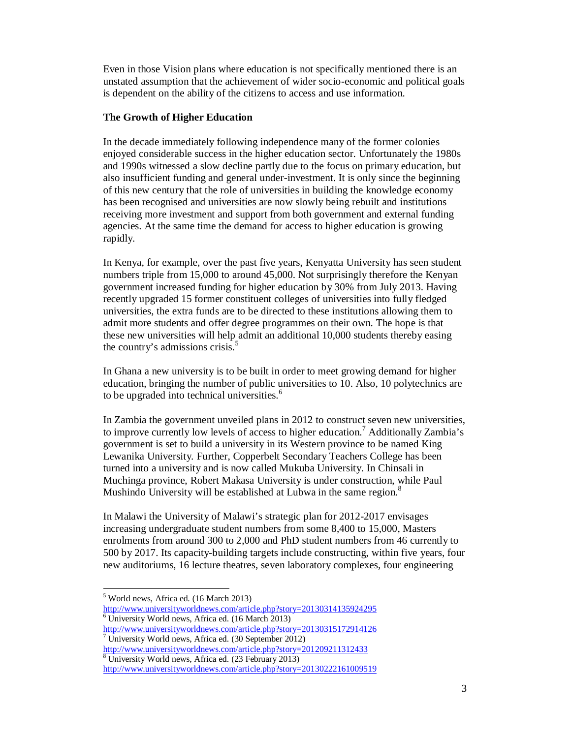Even in those Vision plans where education is not specifically mentioned there is an unstated assumption that the achievement of wider socio-economic and political goals is dependent on the ability of the citizens to access and use information.

**The Growth of Higher Education**

In the decade immediately following independence many of the former colonies enjoyed considerable success in the higher education sector. Unfortunately the 1980s and 1990s witnessed a slow decline partly due to the focus on primary education, but also insufficient funding and general under-investment. It is only since the beginning of this new century that the role of universities in building the knowledge economy has been recognised and universities are now slowly being rebuilt and institutions receiving more investment and support from both government and external funding agencies. At the same time the demand for access to higher education is growing rapidly.

In Kenya, for example, over the past five years, Kenyatta University has seen student numbers triple from 15,000 to around 45,000. Not surprisingly therefore the Kenyan government increased funding for higher education by 30% from July 2013. Having recently upgraded 15 former constituent colleges of universities into fully fledged universities, the extra funds are to be directed to these institutions allowing them to admit more students and offer degree programmes on their own. The hope is that these new universities will help admit an additional 10,000 students thereby easing the country's admissions crisis.[5]

In Ghana a new university is to be built in order to meet growing demand for higher education, bringing the number of public universities to 10. Also, 10 polytechnics are to be upgraded into technical universities.[6]

In Zambia the government unveiled plans in 2012 to construct seven new universities, to improve currently low levels of access to higher education.[7] Additionally Zambia's government is set to build a university in its Western province to be named King Lewanika University. Further, Copperbelt Secondary Teachers College has been turned into a university and is now called Mukuba University. In Chinsali in Muchinga province, Robert Makasa University is under construction, while Paul Mushindo University will be established at Lubwa in the same region.[8]

In Malawi the University of Malawi's strategic plan for 2012-2017 envisages increasing undergraduate student numbers from some 8,400 to 15,000, Masters enrolments from around 300 to 2,000 and PhD student numbers from 46 currently to 500 by 2017. Its capacity-building targets include constructing, within five years, four new auditoriums, 16 lecture theatres, seven laboratory complexes, four engineering

---

[5] World news, Africa ed. (16 March 2013) http://www.universityworldnews.com/article.php?story=20130314135924295

[6] University World news, Africa ed. (16 March 2013) http://www.universityworldnews.com/article.php?story=20130315172914126

[7] University World news, Africa ed. (30 September 2012) http://www.universityworldnews.com/article.php?story=201209211312433

[8] University World news, Africa ed. (23 February 2013) http://www.universityworldnews.com/article.php?story=20130222161009519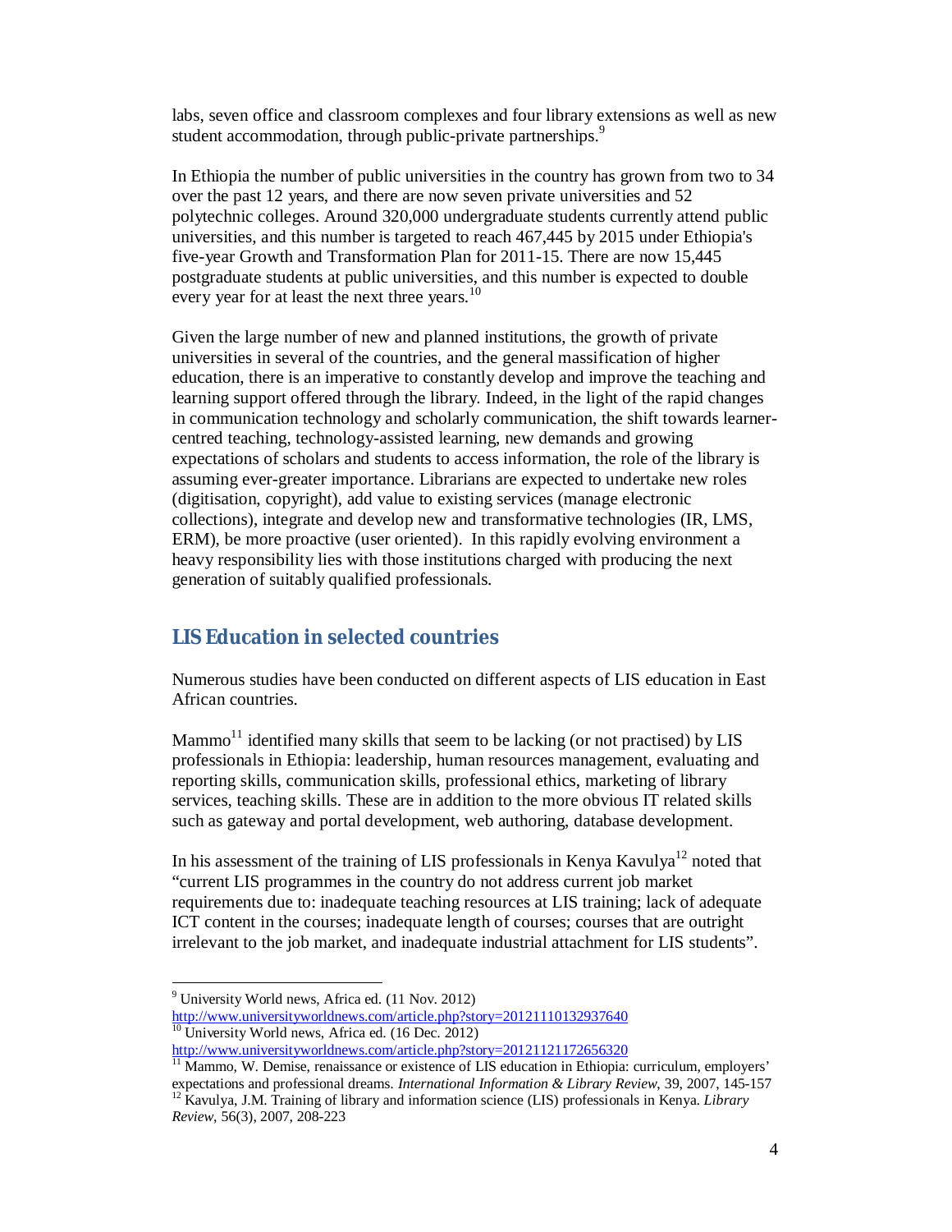labs, seven office and classroom complexes and four library extensions as well as new student accommodation, through public-private partnerships.[9]

In Ethiopia the number of public universities in the country has grown from two to 34 over the past 12 years, and there are now seven private universities and 52 polytechnic colleges. Around 320,000 undergraduate students currently attend public universities, and this number is targeted to reach 467,445 by 2015 under Ethiopia's five-year Growth and Transformation Plan for 2011-15. There are now 15,445 postgraduate students at public universities, and this number is expected to double every year for at least the next three years.[10]

Given the large number of new and planned institutions, the growth of private universities in several of the countries, and the general massification of higher education, there is an imperative to constantly develop and improve the teaching and learning support offered through the library. Indeed, in the light of the rapid changes in communication technology and scholarly communication, the shift towards learner-centred teaching, technology-assisted learning, new demands and growing expectations of scholars and students to access information, the role of the library is assuming ever-greater importance. Librarians are expected to undertake new roles (digitisation, copyright), add value to existing services (manage electronic collections), integrate and develop new and transformative technologies (IR, LMS, ERM), be more proactive (user oriented). In this rapidly evolving environment a heavy responsibility lies with those institutions charged with producing the next generation of suitably qualified professionals.

## LIS Education in selected countries

Numerous studies have been conducted on different aspects of LIS education in East African countries.

Mammo[11] identified many skills that seem to be lacking (or not practised) by LIS professionals in Ethiopia: leadership, human resources management, evaluating and reporting skills, communication skills, professional ethics, marketing of library services, teaching skills. These are in addition to the more obvious IT related skills such as gateway and portal development, web authoring, database development.

In his assessment of the training of LIS professionals in Kenya Kavulya[12] noted that "current LIS programmes in the country do not address current job market requirements due to: inadequate teaching resources at LIS training; lack of adequate ICT content in the courses; inadequate length of courses; courses that are outright irrelevant to the job market, and inadequate industrial attachment for LIS students".

---

[9] University World news, Africa ed. (11 Nov. 2012) http://www.universityworldnews.com/article.php?story=20121110132937640

[10] University World news, Africa ed. (16 Dec. 2012) http://www.universityworldnews.com/article.php?story=20121121172656320

[11] Mammo, W. Demise, renaissance or existence of LIS education in Ethiopia: curriculum, employers' expectations and professional dreams. *International Information & Library Review*, 39, 2007, 145-157

[12] Kavulya, J.M. Training of library and information science (LIS) professionals in Kenya. *Library Review*, 56(3), 2007, 208-223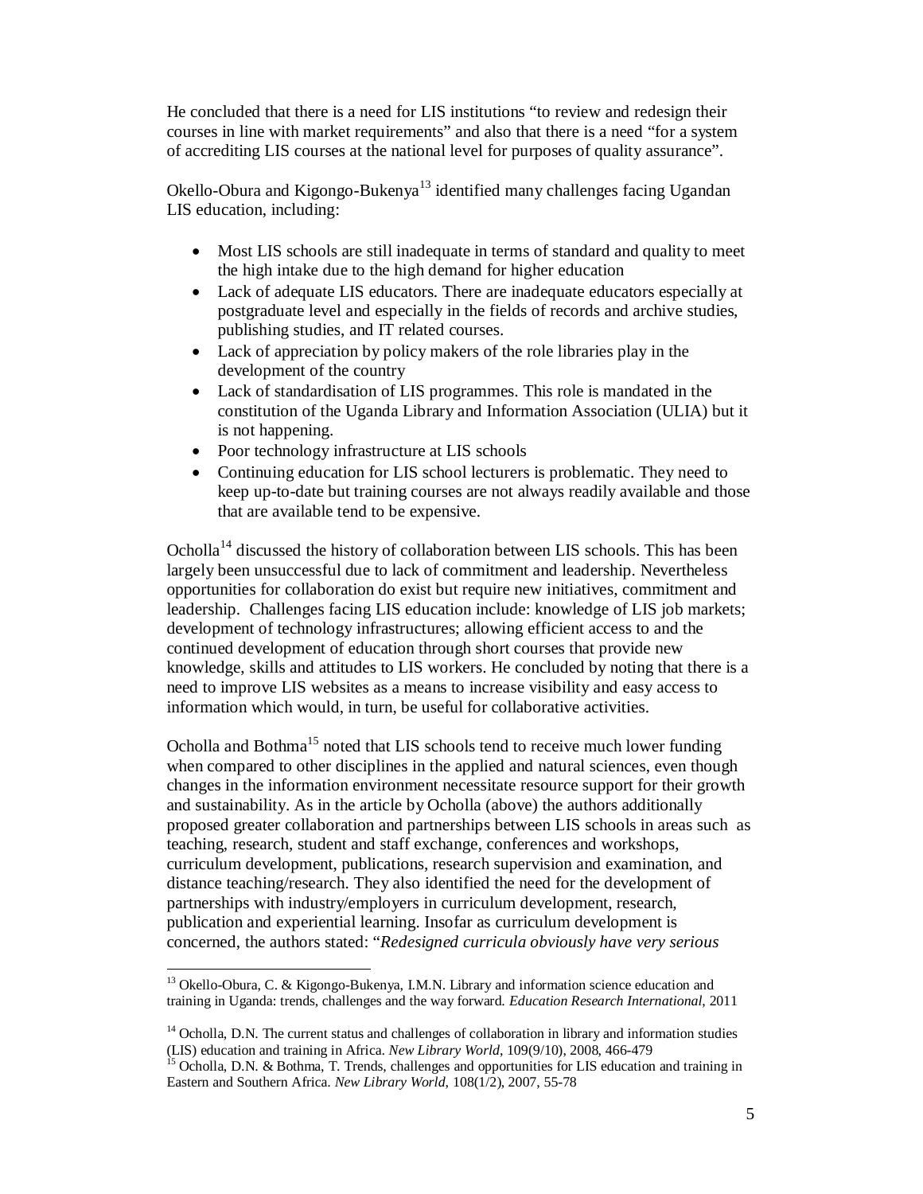He concluded that there is a need for LIS institutions "to review and redesign their courses in line with market requirements" and also that there is a need "for a system of accrediting LIS courses at the national level for purposes of quality assurance".

Okello-Obura and Kigongo-Bukenya[13] identified many challenges facing Ugandan LIS education, including:

- Most LIS schools are still inadequate in terms of standard and quality to meet the high intake due to the high demand for higher education
- Lack of adequate LIS educators. There are inadequate educators especially at postgraduate level and especially in the fields of records and archive studies, publishing studies, and IT related courses.
- Lack of appreciation by policy makers of the role libraries play in the development of the country
- Lack of standardisation of LIS programmes. This role is mandated in the constitution of the Uganda Library and Information Association (ULIA) but it is not happening.
- Poor technology infrastructure at LIS schools
- Continuing education for LIS school lecturers is problematic. They need to keep up-to-date but training courses are not always readily available and those that are available tend to be expensive.

Ocholla[14] discussed the history of collaboration between LIS schools. This has been largely been unsuccessful due to lack of commitment and leadership. Nevertheless opportunities for collaboration do exist but require new initiatives, commitment and leadership. Challenges facing LIS education include: knowledge of LIS job markets; development of technology infrastructures; allowing efficient access to and the continued development of education through short courses that provide new knowledge, skills and attitudes to LIS workers. He concluded by noting that there is a need to improve LIS websites as a means to increase visibility and easy access to information which would, in turn, be useful for collaborative activities.

Ocholla and Bothma[15] noted that LIS schools tend to receive much lower funding when compared to other disciplines in the applied and natural sciences, even though changes in the information environment necessitate resource support for their growth and sustainability. As in the article by Ocholla (above) the authors additionally proposed greater collaboration and partnerships between LIS schools in areas such as teaching, research, student and staff exchange, conferences and workshops, curriculum development, publications, research supervision and examination, and distance teaching/research. They also identified the need for the development of partnerships with industry/employers in curriculum development, research, publication and experiential learning. Insofar as curriculum development is concerned, the authors stated: "*Redesigned curricula obviously have very serious*

---

[13] Okello-Obura, C. & Kigongo-Bukenya, I.M.N. Library and information science education and training in Uganda: trends, challenges and the way forward. *Education Research International*, 2011

[14] Ocholla, D.N. The current status and challenges of collaboration in library and information studies (LIS) education and training in Africa. *New Library World*, 109(9/10), 2008, 466-479

[15] Ocholla, D.N. & Bothma, T. Trends, challenges and opportunities for LIS education and training in Eastern and Southern Africa. *New Library World*, 108(1/2), 2007, 55-78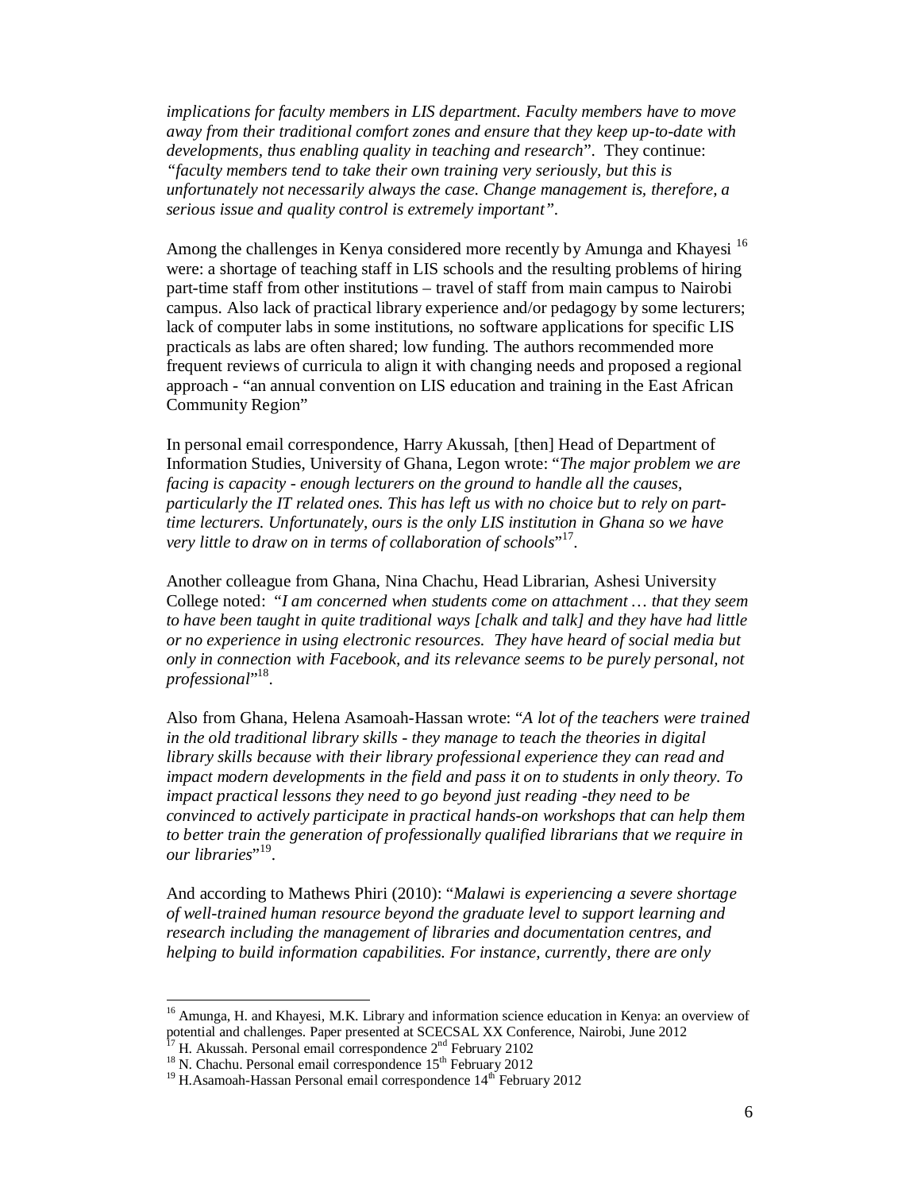*implications for faculty members in LIS department. Faculty members have to move away from their traditional comfort zones and ensure that they keep up-to-date with developments, thus enabling quality in teaching and research*". They continue: *"faculty members tend to take their own training very seriously, but this is unfortunately not necessarily always the case. Change management is, therefore, a serious issue and quality control is extremely important"*.

Among the challenges in Kenya considered more recently by Amunga and Khayesi [16] were: a shortage of teaching staff in LIS schools and the resulting problems of hiring part-time staff from other institutions – travel of staff from main campus to Nairobi campus. Also lack of practical library experience and/or pedagogy by some lecturers; lack of computer labs in some institutions, no software applications for specific LIS practicals as labs are often shared; low funding. The authors recommended more frequent reviews of curricula to align it with changing needs and proposed a regional approach - "an annual convention on LIS education and training in the East African Community Region"

In personal email correspondence, Harry Akussah, [then] Head of Department of Information Studies, University of Ghana, Legon wrote: "*The major problem we are facing is capacity - enough lecturers on the ground to handle all the causes, particularly the IT related ones. This has left us with no choice but to rely on part-time lecturers. Unfortunately, ours is the only LIS institution in Ghana so we have very little to draw on in terms of collaboration of schools*"[17].

Another colleague from Ghana, Nina Chachu, Head Librarian, Ashesi University College noted: "*I am concerned when students come on attachment … that they seem to have been taught in quite traditional ways [chalk and talk] and they have had little or no experience in using electronic resources. They have heard of social media but only in connection with Facebook, and its relevance seems to be purely personal, not professional*"[18].

Also from Ghana, Helena Asamoah-Hassan wrote: "*A lot of the teachers were trained in the old traditional library skills - they manage to teach the theories in digital library skills because with their library professional experience they can read and impact modern developments in the field and pass it on to students in only theory. To impact practical lessons they need to go beyond just reading -they need to be convinced to actively participate in practical hands-on workshops that can help them to better train the generation of professionally qualified librarians that we require in our libraries*"[19].

And according to Mathews Phiri (2010): "*Malawi is experiencing a severe shortage of well-trained human resource beyond the graduate level to support learning and research including the management of libraries and documentation centres, and helping to build information capabilities. For instance, currently, there are only*

---

[16] Amunga, H. and Khayesi, M.K. Library and information science education in Kenya: an overview of potential and challenges. Paper presented at SCECSAL XX Conference, Nairobi, June 2012

[17] H. Akussah. Personal email correspondence 2nd February 2102

[18] N. Chachu. Personal email correspondence 15th February 2012

[19] H.Asamoah-Hassan Personal email correspondence 14th February 2012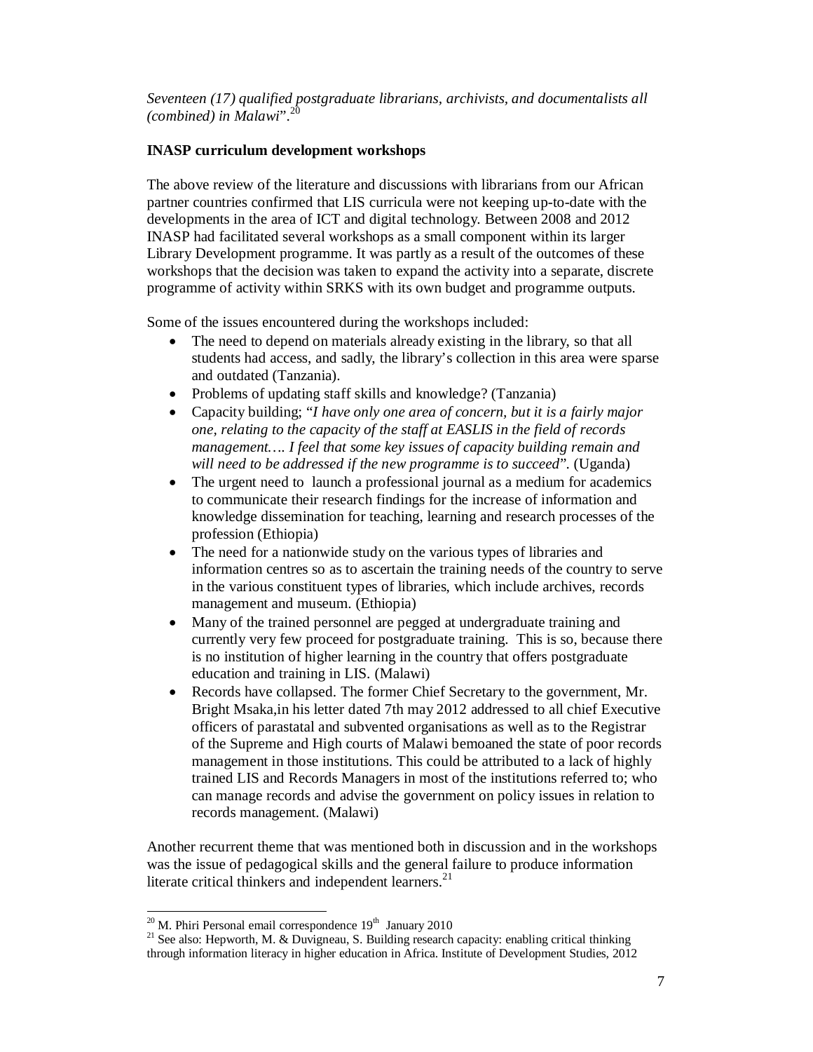*Seventeen (17) qualified postgraduate librarians, archivists, and documentalists all (combined) in Malawi*".[20]

**INASP curriculum development workshops**

The above review of the literature and discussions with librarians from our African partner countries confirmed that LIS curricula were not keeping up-to-date with the developments in the area of ICT and digital technology. Between 2008 and 2012 INASP had facilitated several workshops as a small component within its larger Library Development programme. It was partly as a result of the outcomes of these workshops that the decision was taken to expand the activity into a separate, discrete programme of activity within SRKS with its own budget and programme outputs.

Some of the issues encountered during the workshops included:

- The need to depend on materials already existing in the library, so that all students had access, and sadly, the library's collection in this area were sparse and outdated (Tanzania).
- Problems of updating staff skills and knowledge? (Tanzania)
- Capacity building; "*I have only one area of concern, but it is a fairly major one, relating to the capacity of the staff at EASLIS in the field of records management…. I feel that some key issues of capacity building remain and will need to be addressed if the new programme is to succeed*". (Uganda)
- The urgent need to launch a professional journal as a medium for academics to communicate their research findings for the increase of information and knowledge dissemination for teaching, learning and research processes of the profession (Ethiopia)
- The need for a nationwide study on the various types of libraries and information centres so as to ascertain the training needs of the country to serve in the various constituent types of libraries, which include archives, records management and museum. (Ethiopia)
- Many of the trained personnel are pegged at undergraduate training and currently very few proceed for postgraduate training. This is so, because there is no institution of higher learning in the country that offers postgraduate education and training in LIS. (Malawi)
- Records have collapsed. The former Chief Secretary to the government, Mr. Bright Msaka,in his letter dated 7th may 2012 addressed to all chief Executive officers of parastatal and subvented organisations as well as to the Registrar of the Supreme and High courts of Malawi bemoaned the state of poor records management in those institutions. This could be attributed to a lack of highly trained LIS and Records Managers in most of the institutions referred to; who can manage records and advise the government on policy issues in relation to records management. (Malawi)

Another recurrent theme that was mentioned both in discussion and in the workshops was the issue of pedagogical skills and the general failure to produce information literate critical thinkers and independent learners.[21]

---

[20] M. Phiri Personal email correspondence 19th January 2010

[21] See also: Hepworth, M. & Duvigneau, S. Building research capacity: enabling critical thinking through information literacy in higher education in Africa. Institute of Development Studies, 2012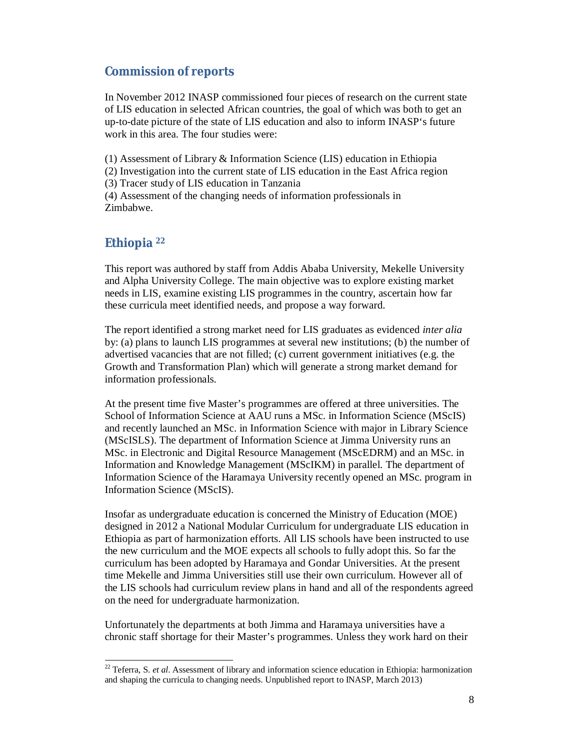## Commission of reports

In November 2012 INASP commissioned four pieces of research on the current state of LIS education in selected African countries, the goal of which was both to get an up-to-date picture of the state of LIS education and also to inform INASP's future work in this area. The four studies were:

(1) Assessment of Library & Information Science (LIS) education in Ethiopia
(2) Investigation into the current state of LIS education in the East Africa region
(3) Tracer study of LIS education in Tanzania
(4) Assessment of the changing needs of information professionals in Zimbabwe.

## Ethiopia [22]

This report was authored by staff from Addis Ababa University, Mekelle University and Alpha University College. The main objective was to explore existing market needs in LIS, examine existing LIS programmes in the country, ascertain how far these curricula meet identified needs, and propose a way forward.

The report identified a strong market need for LIS graduates as evidenced *inter alia* by: (a) plans to launch LIS programmes at several new institutions; (b) the number of advertised vacancies that are not filled; (c) current government initiatives (e.g. the Growth and Transformation Plan) which will generate a strong market demand for information professionals.

At the present time five Master's programmes are offered at three universities. The School of Information Science at AAU runs a MSc. in Information Science (MScIS) and recently launched an MSc. in Information Science with major in Library Science (MScISLS). The department of Information Science at Jimma University runs an MSc. in Electronic and Digital Resource Management (MScEDRM) and an MSc. in Information and Knowledge Management (MScIKM) in parallel. The department of Information Science of the Haramaya University recently opened an MSc. program in Information Science (MScIS).

Insofar as undergraduate education is concerned the Ministry of Education (MOE) designed in 2012 a National Modular Curriculum for undergraduate LIS education in Ethiopia as part of harmonization efforts. All LIS schools have been instructed to use the new curriculum and the MOE expects all schools to fully adopt this. So far the curriculum has been adopted by Haramaya and Gondar Universities. At the present time Mekelle and Jimma Universities still use their own curriculum. However all of the LIS schools had curriculum review plans in hand and all of the respondents agreed on the need for undergraduate harmonization.

Unfortunately the departments at both Jimma and Haramaya universities have a chronic staff shortage for their Master's programmes. Unless they work hard on their

[22] Teferra, S. *et al*. Assessment of library and information science education in Ethiopia: harmonization and shaping the curricula to changing needs. Unpublished report to INASP, March 2013)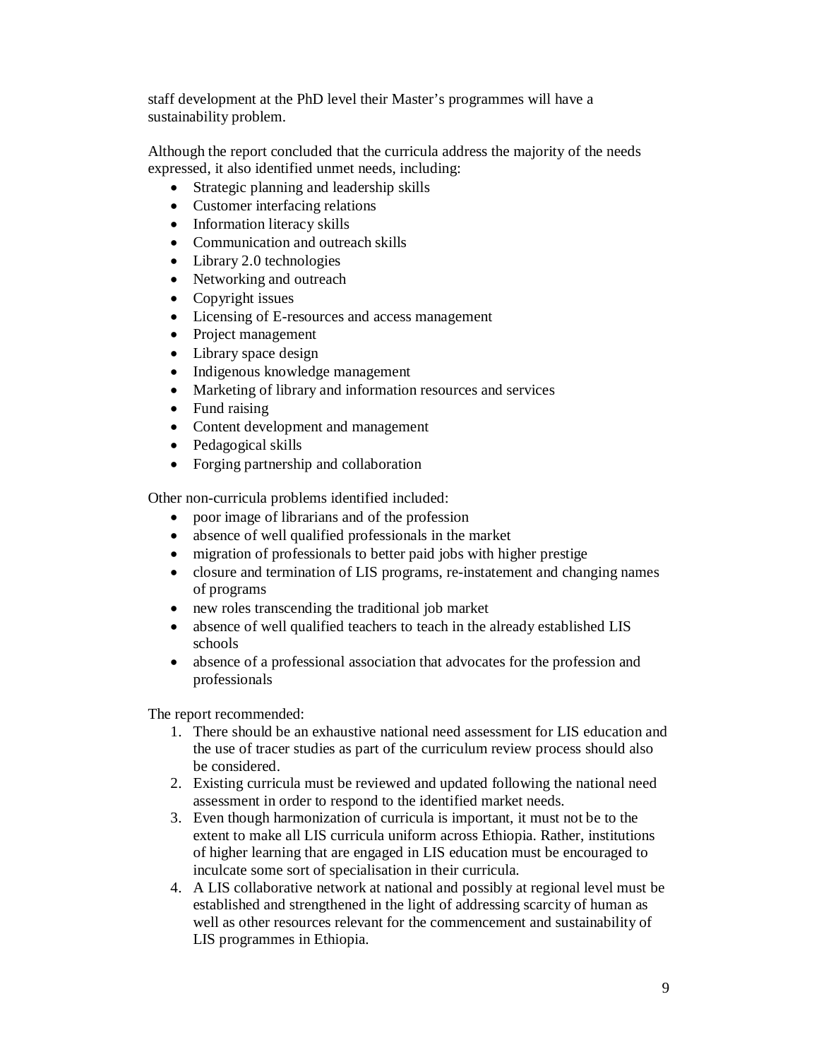staff development at the PhD level their Master's programmes will have a sustainability problem.

Although the report concluded that the curricula address the majority of the needs expressed, it also identified unmet needs, including:

- Strategic planning and leadership skills
- Customer interfacing relations
- Information literacy skills
- Communication and outreach skills
- Library 2.0 technologies
- Networking and outreach
- Copyright issues
- Licensing of E-resources and access management
- Project management
- Library space design
- Indigenous knowledge management
- Marketing of library and information resources and services
- Fund raising
- Content development and management
- Pedagogical skills
- Forging partnership and collaboration

Other non-curricula problems identified included:

- poor image of librarians and of the profession
- absence of well qualified professionals in the market
- migration of professionals to better paid jobs with higher prestige
- closure and termination of LIS programs, re-instatement and changing names of programs
- new roles transcending the traditional job market
- absence of well qualified teachers to teach in the already established LIS schools
- absence of a professional association that advocates for the profession and professionals

The report recommended:

1. There should be an exhaustive national need assessment for LIS education and the use of tracer studies as part of the curriculum review process should also be considered.
2. Existing curricula must be reviewed and updated following the national need assessment in order to respond to the identified market needs.
3. Even though harmonization of curricula is important, it must not be to the extent to make all LIS curricula uniform across Ethiopia. Rather, institutions of higher learning that are engaged in LIS education must be encouraged to inculcate some sort of specialisation in their curricula.
4. A LIS collaborative network at national and possibly at regional level must be established and strengthened in the light of addressing scarcity of human as well as other resources relevant for the commencement and sustainability of LIS programmes in Ethiopia.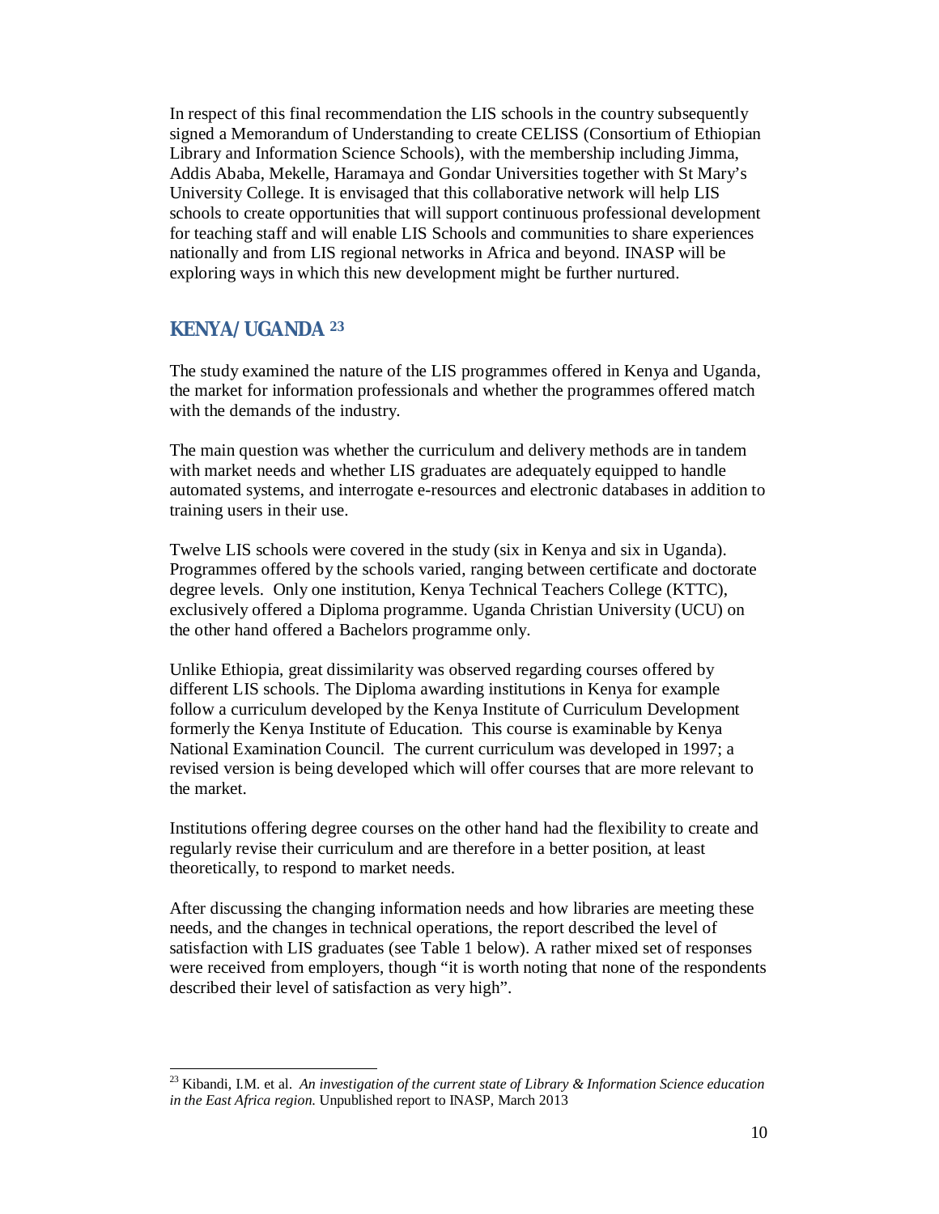In respect of this final recommendation the LIS schools in the country subsequently signed a Memorandum of Understanding to create CELISS (Consortium of Ethiopian Library and Information Science Schools), with the membership including Jimma, Addis Ababa, Mekelle, Haramaya and Gondar Universities together with St Mary's University College. It is envisaged that this collaborative network will help LIS schools to create opportunities that will support continuous professional development for teaching staff and will enable LIS Schools and communities to share experiences nationally and from LIS regional networks in Africa and beyond. INASP will be exploring ways in which this new development might be further nurtured.

## KENYA/ UGANDA [23]

The study examined the nature of the LIS programmes offered in Kenya and Uganda, the market for information professionals and whether the programmes offered match with the demands of the industry.

The main question was whether the curriculum and delivery methods are in tandem with market needs and whether LIS graduates are adequately equipped to handle automated systems, and interrogate e-resources and electronic databases in addition to training users in their use.

Twelve LIS schools were covered in the study (six in Kenya and six in Uganda). Programmes offered by the schools varied, ranging between certificate and doctorate degree levels. Only one institution, Kenya Technical Teachers College (KTTC), exclusively offered a Diploma programme. Uganda Christian University (UCU) on the other hand offered a Bachelors programme only.

Unlike Ethiopia, great dissimilarity was observed regarding courses offered by different LIS schools. The Diploma awarding institutions in Kenya for example follow a curriculum developed by the Kenya Institute of Curriculum Development formerly the Kenya Institute of Education. This course is examinable by Kenya National Examination Council. The current curriculum was developed in 1997; a revised version is being developed which will offer courses that are more relevant to the market.

Institutions offering degree courses on the other hand had the flexibility to create and regularly revise their curriculum and are therefore in a better position, at least theoretically, to respond to market needs.

After discussing the changing information needs and how libraries are meeting these needs, and the changes in technical operations, the report described the level of satisfaction with LIS graduates (see Table 1 below). A rather mixed set of responses were received from employers, though "it is worth noting that none of the respondents described their level of satisfaction as very high".

[23] Kibandi, I.M. et al. *An investigation of the current state of Library & Information Science education in the East Africa region.* Unpublished report to INASP, March 2013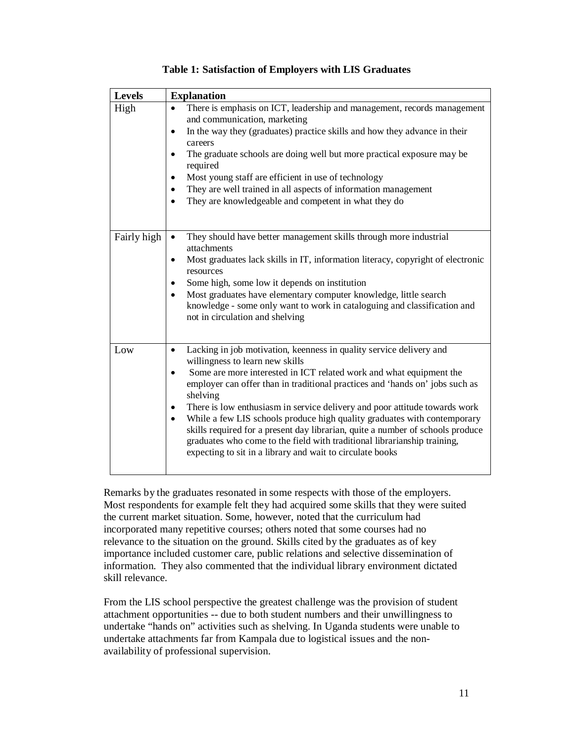**Table 1: Satisfaction of Employers with LIS Graduates**

| Levels | Explanation |
|---|---|
| High | • There is emphasis on ICT, leadership and management, records management and communication, marketing<br>• In the way they (graduates) practice skills and how they advance in their careers<br>• The graduate schools are doing well but more practical exposure may be required<br>• Most young staff are efficient in use of technology<br>• They are well trained in all aspects of information management<br>• They are knowledgeable and competent in what they do |
| Fairly high | • They should have better management skills through more industrial attachments<br>• Most graduates lack skills in IT, information literacy, copyright of electronic resources<br>• Some high, some low it depends on institution<br>• Most graduates have elementary computer knowledge, little search knowledge - some only want to work in cataloguing and classification and not in circulation and shelving |
| Low | • Lacking in job motivation, keenness in quality service delivery and willingness to learn new skills<br>• Some are more interested in ICT related work and what equipment the employer can offer than in traditional practices and 'hands on' jobs such as shelving<br>• There is low enthusiasm in service delivery and poor attitude towards work<br>• While a few LIS schools produce high quality graduates with contemporary skills required for a present day librarian, quite a number of schools produce graduates who come to the field with traditional librarianship training, expecting to sit in a library and wait to circulate books |

Remarks by the graduates resonated in some respects with those of the employers. Most respondents for example felt they had acquired some skills that they were suited the current market situation. Some, however, noted that the curriculum had incorporated many repetitive courses; others noted that some courses had no relevance to the situation on the ground. Skills cited by the graduates as of key importance included customer care, public relations and selective dissemination of information. They also commented that the individual library environment dictated skill relevance.

From the LIS school perspective the greatest challenge was the provision of student attachment opportunities -- due to both student numbers and their unwillingness to undertake "hands on" activities such as shelving. In Uganda students were unable to undertake attachments far from Kampala due to logistical issues and the non-availability of professional supervision.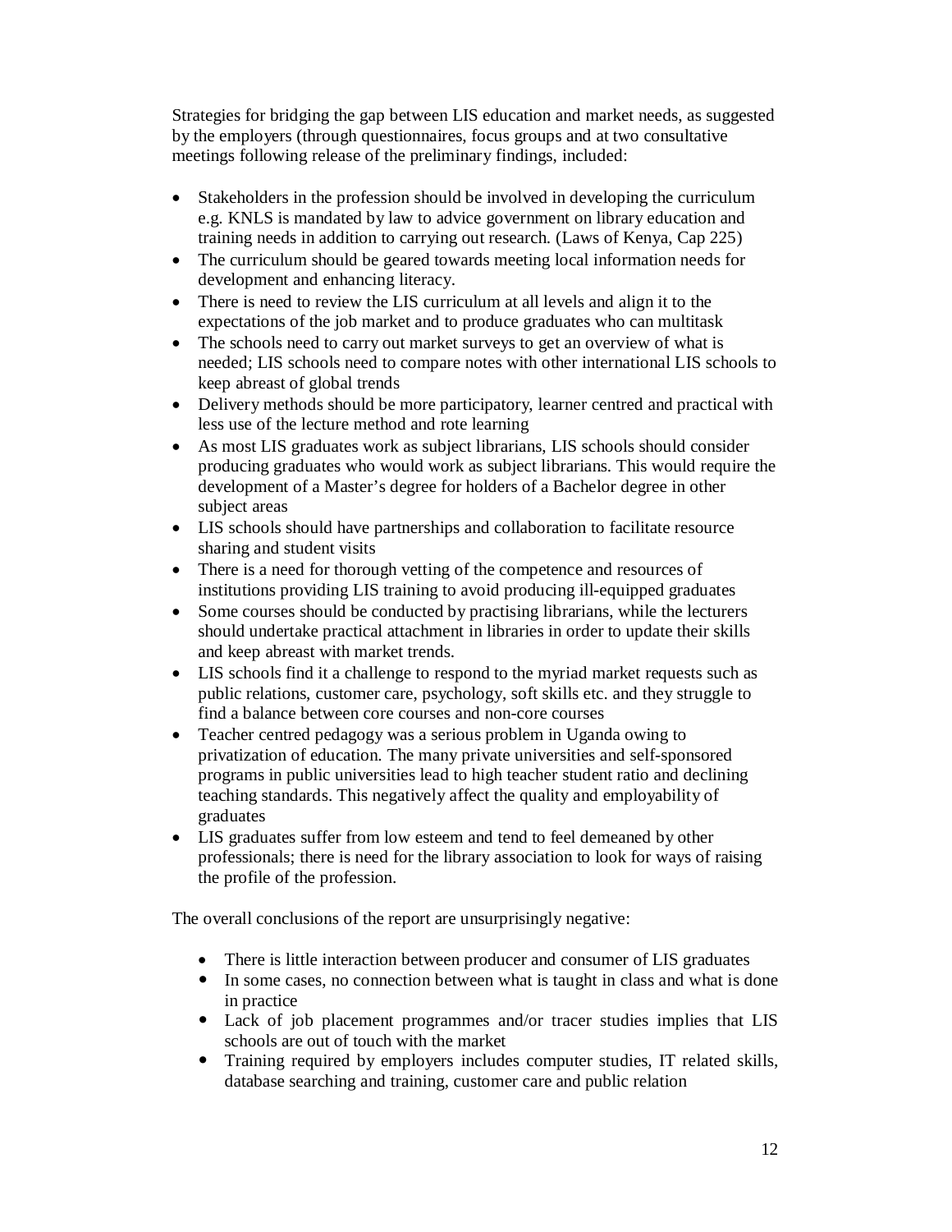Strategies for bridging the gap between LIS education and market needs, as suggested by the employers (through questionnaires, focus groups and at two consultative meetings following release of the preliminary findings, included:

- Stakeholders in the profession should be involved in developing the curriculum e.g. KNLS is mandated by law to advice government on library education and training needs in addition to carrying out research. (Laws of Kenya, Cap 225)
- The curriculum should be geared towards meeting local information needs for development and enhancing literacy.
- There is need to review the LIS curriculum at all levels and align it to the expectations of the job market and to produce graduates who can multitask
- The schools need to carry out market surveys to get an overview of what is needed; LIS schools need to compare notes with other international LIS schools to keep abreast of global trends
- Delivery methods should be more participatory, learner centred and practical with less use of the lecture method and rote learning
- As most LIS graduates work as subject librarians, LIS schools should consider producing graduates who would work as subject librarians. This would require the development of a Master's degree for holders of a Bachelor degree in other subject areas
- LIS schools should have partnerships and collaboration to facilitate resource sharing and student visits
- There is a need for thorough vetting of the competence and resources of institutions providing LIS training to avoid producing ill-equipped graduates
- Some courses should be conducted by practising librarians, while the lecturers should undertake practical attachment in libraries in order to update their skills and keep abreast with market trends.
- LIS schools find it a challenge to respond to the myriad market requests such as public relations, customer care, psychology, soft skills etc. and they struggle to find a balance between core courses and non-core courses
- Teacher centred pedagogy was a serious problem in Uganda owing to privatization of education. The many private universities and self-sponsored programs in public universities lead to high teacher student ratio and declining teaching standards. This negatively affect the quality and employability of graduates
- LIS graduates suffer from low esteem and tend to feel demeaned by other professionals; there is need for the library association to look for ways of raising the profile of the profession.

The overall conclusions of the report are unsurprisingly negative:

- There is little interaction between producer and consumer of LIS graduates
- In some cases, no connection between what is taught in class and what is done in practice
- Lack of job placement programmes and/or tracer studies implies that LIS schools are out of touch with the market
- Training required by employers includes computer studies, IT related skills, database searching and training, customer care and public relation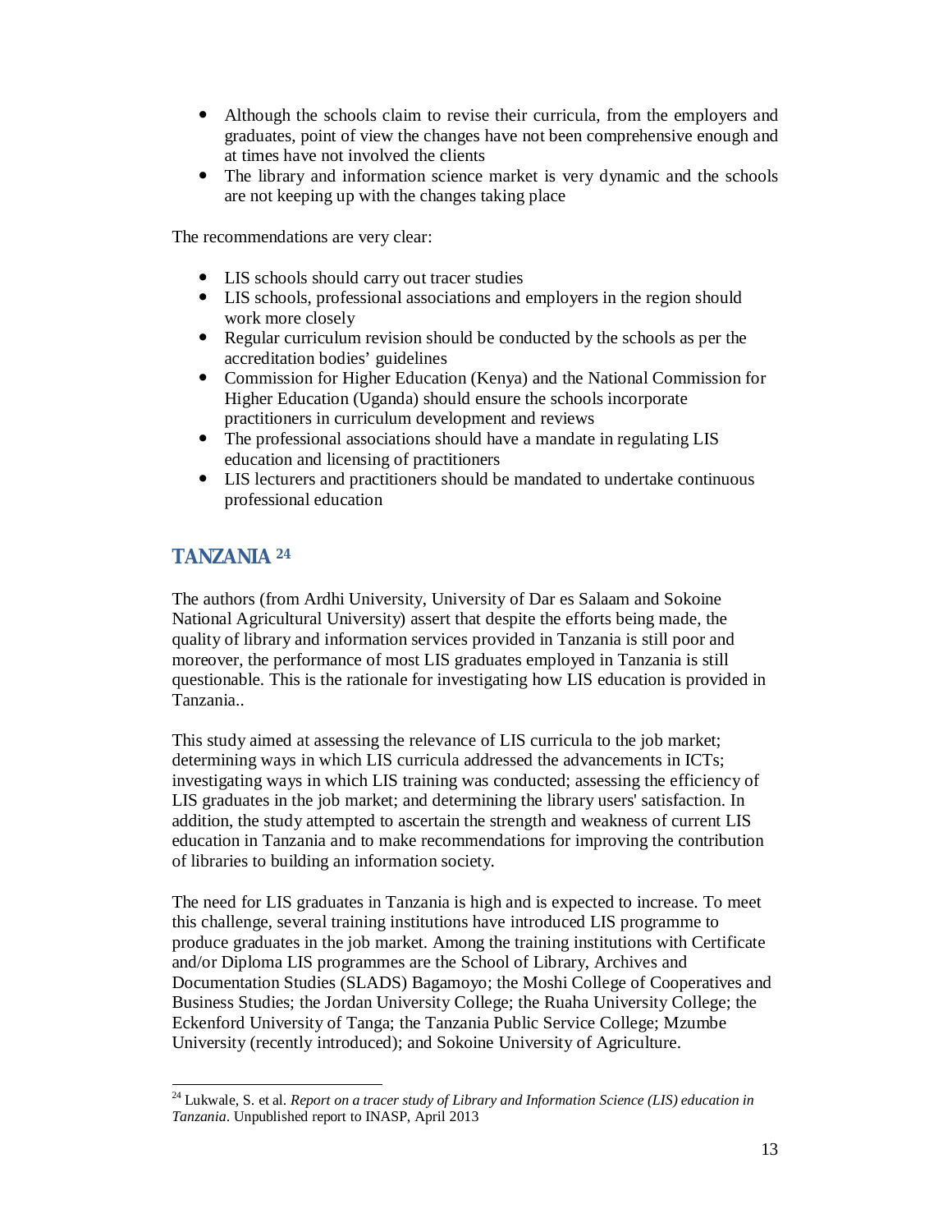- Although the schools claim to revise their curricula, from the employers and graduates, point of view the changes have not been comprehensive enough and at times have not involved the clients
- The library and information science market is very dynamic and the schools are not keeping up with the changes taking place

The recommendations are very clear:

- LIS schools should carry out tracer studies
- LIS schools, professional associations and employers in the region should work more closely
- Regular curriculum revision should be conducted by the schools as per the accreditation bodies' guidelines
- Commission for Higher Education (Kenya) and the National Commission for Higher Education (Uganda) should ensure the schools incorporate practitioners in curriculum development and reviews
- The professional associations should have a mandate in regulating LIS education and licensing of practitioners
- LIS lecturers and practitioners should be mandated to undertake continuous professional education

## TANZANIA [24]

The authors (from Ardhi University, University of Dar es Salaam and Sokoine National Agricultural University) assert that despite the efforts being made, the quality of library and information services provided in Tanzania is still poor and moreover, the performance of most LIS graduates employed in Tanzania is still questionable. This is the rationale for investigating how LIS education is provided in Tanzania..

This study aimed at assessing the relevance of LIS curricula to the job market; determining ways in which LIS curricula addressed the advancements in ICTs; investigating ways in which LIS training was conducted; assessing the efficiency of LIS graduates in the job market; and determining the library users' satisfaction. In addition, the study attempted to ascertain the strength and weakness of current LIS education in Tanzania and to make recommendations for improving the contribution of libraries to building an information society.

The need for LIS graduates in Tanzania is high and is expected to increase. To meet this challenge, several training institutions have introduced LIS programme to produce graduates in the job market. Among the training institutions with Certificate and/or Diploma LIS programmes are the School of Library, Archives and Documentation Studies (SLADS) Bagamoyo; the Moshi College of Cooperatives and Business Studies; the Jordan University College; the Ruaha University College; the Eckenford University of Tanga; the Tanzania Public Service College; Mzumbe University (recently introduced); and Sokoine University of Agriculture.

---

[24] Lukwale, S. et al. *Report on a tracer study of Library and Information Science (LIS) education in Tanzania*. Unpublished report to INASP, April 2013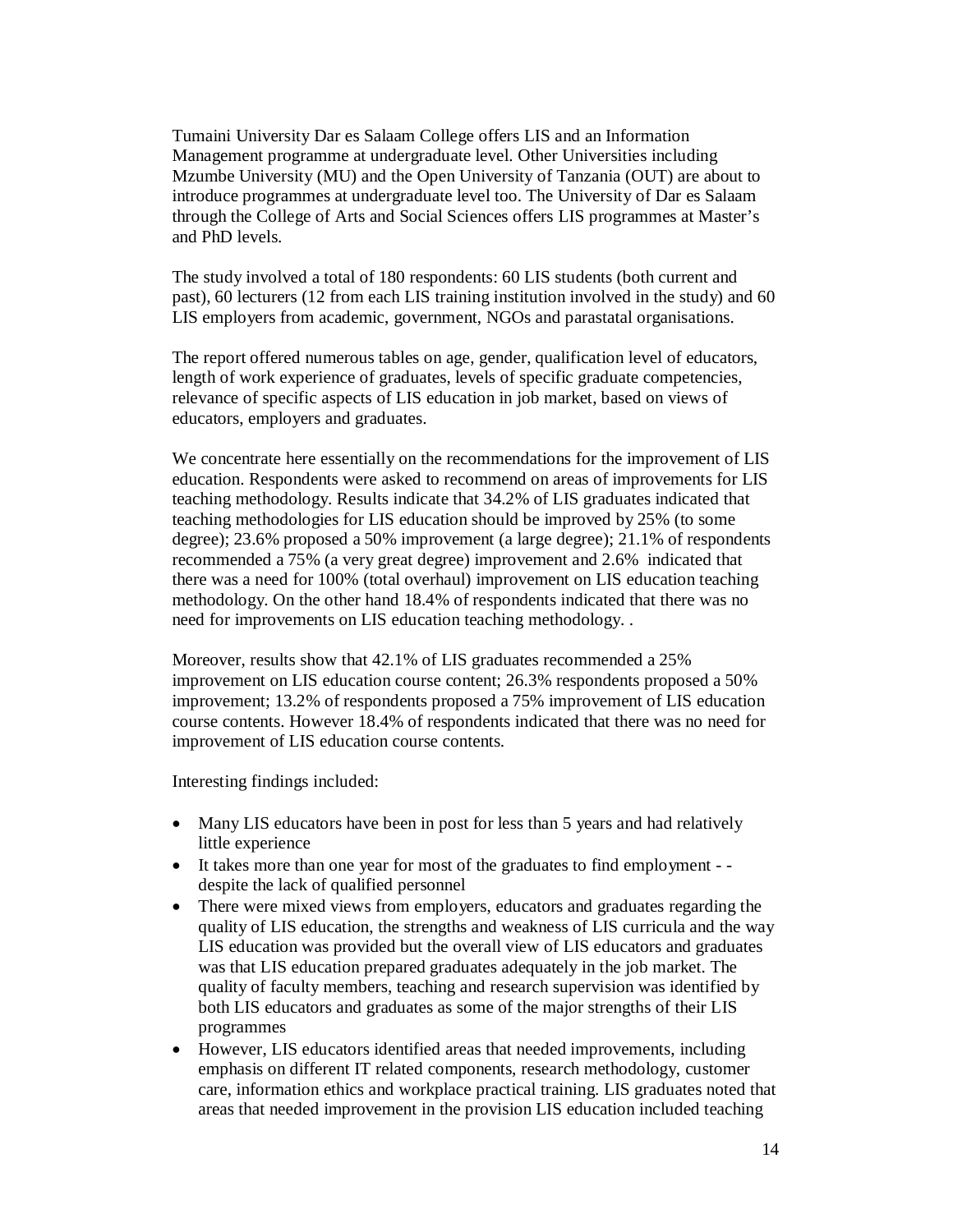Tumaini University Dar es Salaam College offers LIS and an Information Management programme at undergraduate level. Other Universities including Mzumbe University (MU) and the Open University of Tanzania (OUT) are about to introduce programmes at undergraduate level too. The University of Dar es Salaam through the College of Arts and Social Sciences offers LIS programmes at Master's and PhD levels.

The study involved a total of 180 respondents: 60 LIS students (both current and past), 60 lecturers (12 from each LIS training institution involved in the study) and 60 LIS employers from academic, government, NGOs and parastatal organisations.

The report offered numerous tables on age, gender, qualification level of educators, length of work experience of graduates, levels of specific graduate competencies, relevance of specific aspects of LIS education in job market, based on views of educators, employers and graduates.

We concentrate here essentially on the recommendations for the improvement of LIS education. Respondents were asked to recommend on areas of improvements for LIS teaching methodology. Results indicate that 34.2% of LIS graduates indicated that teaching methodologies for LIS education should be improved by 25% (to some degree); 23.6% proposed a 50% improvement (a large degree); 21.1% of respondents recommended a 75% (a very great degree) improvement and 2.6% indicated that there was a need for 100% (total overhaul) improvement on LIS education teaching methodology. On the other hand 18.4% of respondents indicated that there was no need for improvements on LIS education teaching methodology. .

Moreover, results show that 42.1% of LIS graduates recommended a 25% improvement on LIS education course content; 26.3% respondents proposed a 50% improvement; 13.2% of respondents proposed a 75% improvement of LIS education course contents. However 18.4% of respondents indicated that there was no need for improvement of LIS education course contents.

Interesting findings included:

- Many LIS educators have been in post for less than 5 years and had relatively little experience
- It takes more than one year for most of the graduates to find employment - - despite the lack of qualified personnel
- There were mixed views from employers, educators and graduates regarding the quality of LIS education, the strengths and weakness of LIS curricula and the way LIS education was provided but the overall view of LIS educators and graduates was that LIS education prepared graduates adequately in the job market. The quality of faculty members, teaching and research supervision was identified by both LIS educators and graduates as some of the major strengths of their LIS programmes
- However, LIS educators identified areas that needed improvements, including emphasis on different IT related components, research methodology, customer care, information ethics and workplace practical training. LIS graduates noted that areas that needed improvement in the provision LIS education included teaching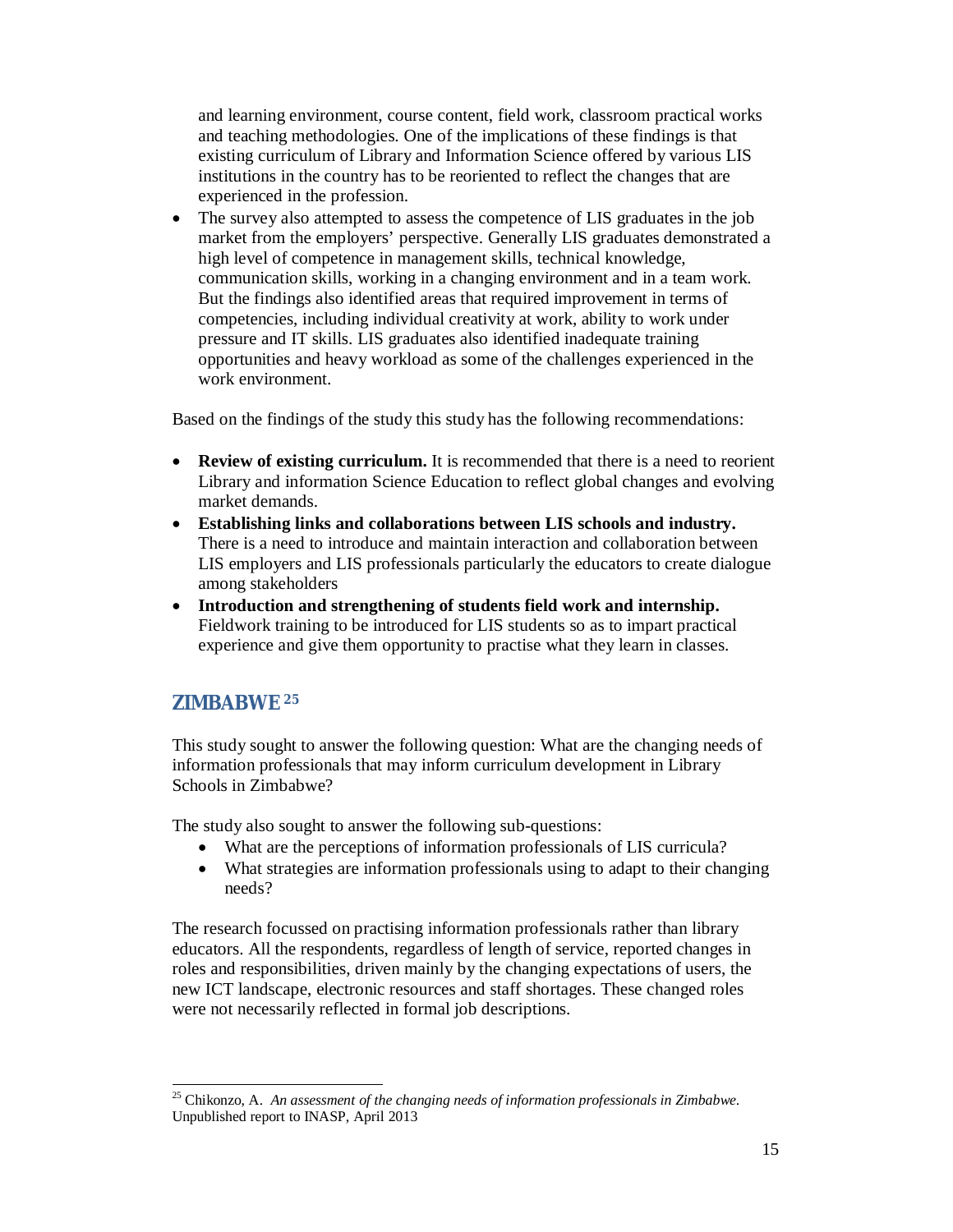and learning environment, course content, field work, classroom practical works and teaching methodologies. One of the implications of these findings is that existing curriculum of Library and Information Science offered by various LIS institutions in the country has to be reoriented to reflect the changes that are experienced in the profession.

- The survey also attempted to assess the competence of LIS graduates in the job market from the employers' perspective. Generally LIS graduates demonstrated a high level of competence in management skills, technical knowledge, communication skills, working in a changing environment and in a team work. But the findings also identified areas that required improvement in terms of competencies, including individual creativity at work, ability to work under pressure and IT skills. LIS graduates also identified inadequate training opportunities and heavy workload as some of the challenges experienced in the work environment.

Based on the findings of the study this study has the following recommendations:

- **Review of existing curriculum.** It is recommended that there is a need to reorient Library and information Science Education to reflect global changes and evolving market demands.
- **Establishing links and collaborations between LIS schools and industry.** There is a need to introduce and maintain interaction and collaboration between LIS employers and LIS professionals particularly the educators to create dialogue among stakeholders
- **Introduction and strengthening of students field work and internship.** Fieldwork training to be introduced for LIS students so as to impart practical experience and give them opportunity to practise what they learn in classes.

## ZIMBABWE [25]

This study sought to answer the following question: What are the changing needs of information professionals that may inform curriculum development in Library Schools in Zimbabwe?

The study also sought to answer the following sub-questions:

- What are the perceptions of information professionals of LIS curricula?
- What strategies are information professionals using to adapt to their changing needs?

The research focussed on practising information professionals rather than library educators. All the respondents, regardless of length of service, reported changes in roles and responsibilities, driven mainly by the changing expectations of users, the new ICT landscape, electronic resources and staff shortages. These changed roles were not necessarily reflected in formal job descriptions.

---

[25] Chikonzo, A. *An assessment of the changing needs of information professionals in Zimbabwe.* Unpublished report to INASP, April 2013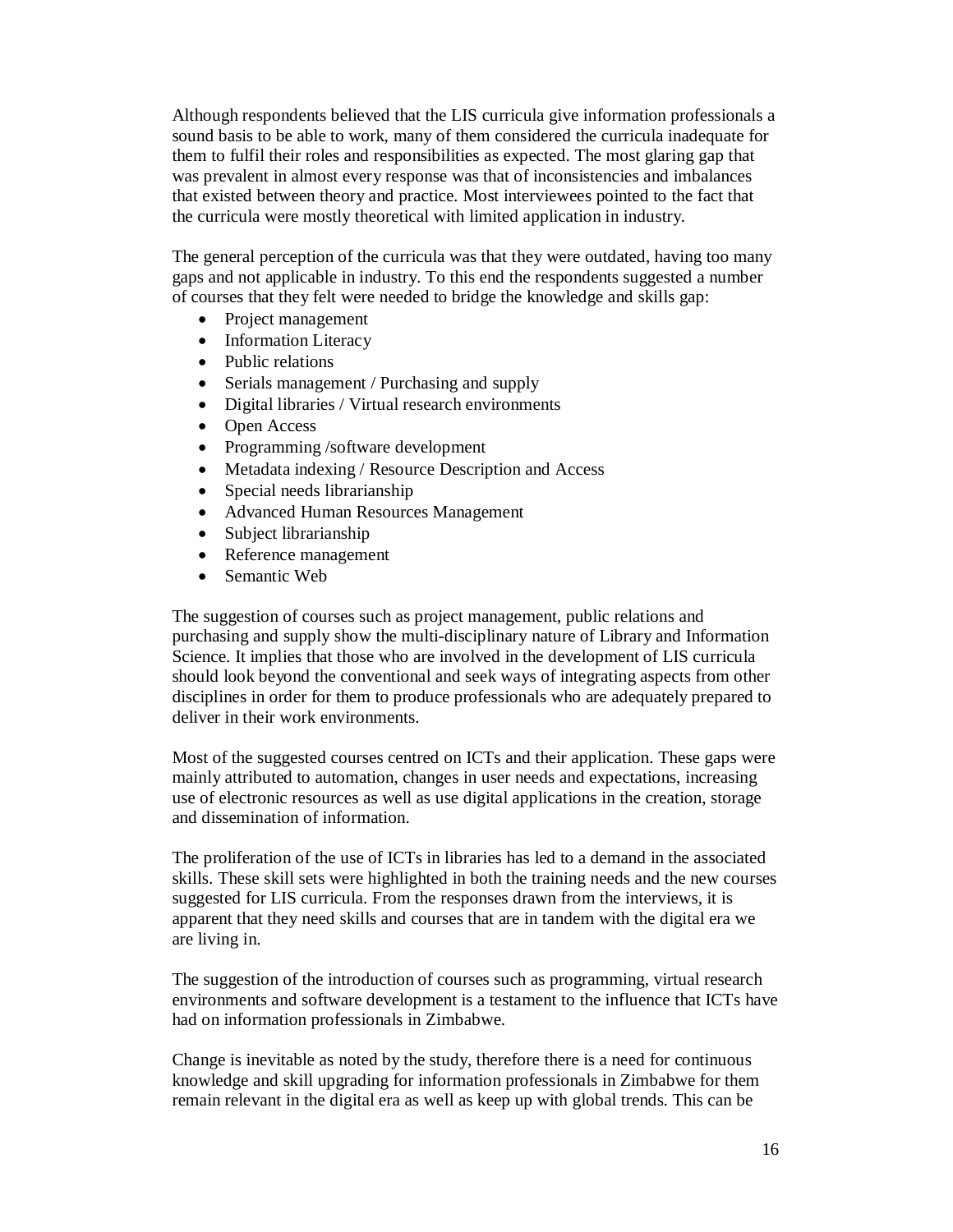Although respondents believed that the LIS curricula give information professionals a sound basis to be able to work, many of them considered the curricula inadequate for them to fulfil their roles and responsibilities as expected. The most glaring gap that was prevalent in almost every response was that of inconsistencies and imbalances that existed between theory and practice. Most interviewees pointed to the fact that the curricula were mostly theoretical with limited application in industry.

The general perception of the curricula was that they were outdated, having too many gaps and not applicable in industry. To this end the respondents suggested a number of courses that they felt were needed to bridge the knowledge and skills gap:

- Project management
- Information Literacy
- Public relations
- Serials management / Purchasing and supply
- Digital libraries / Virtual research environments
- Open Access
- Programming /software development
- Metadata indexing / Resource Description and Access
- Special needs librarianship
- Advanced Human Resources Management
- Subject librarianship
- Reference management
- Semantic Web

The suggestion of courses such as project management, public relations and purchasing and supply show the multi-disciplinary nature of Library and Information Science. It implies that those who are involved in the development of LIS curricula should look beyond the conventional and seek ways of integrating aspects from other disciplines in order for them to produce professionals who are adequately prepared to deliver in their work environments.

Most of the suggested courses centred on ICTs and their application. These gaps were mainly attributed to automation, changes in user needs and expectations, increasing use of electronic resources as well as use digital applications in the creation, storage and dissemination of information.

The proliferation of the use of ICTs in libraries has led to a demand in the associated skills. These skill sets were highlighted in both the training needs and the new courses suggested for LIS curricula. From the responses drawn from the interviews, it is apparent that they need skills and courses that are in tandem with the digital era we are living in.

The suggestion of the introduction of courses such as programming, virtual research environments and software development is a testament to the influence that ICTs have had on information professionals in Zimbabwe.

Change is inevitable as noted by the study, therefore there is a need for continuous knowledge and skill upgrading for information professionals in Zimbabwe for them remain relevant in the digital era as well as keep up with global trends. This can be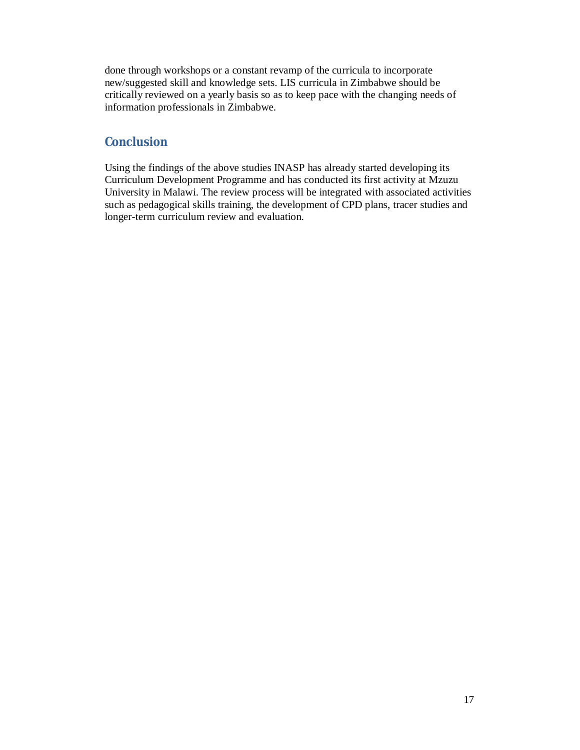done through workshops or a constant revamp of the curricula to incorporate new/suggested skill and knowledge sets. LIS curricula in Zimbabwe should be critically reviewed on a yearly basis so as to keep pace with the changing needs of information professionals in Zimbabwe.

## Conclusion

Using the findings of the above studies INASP has already started developing its Curriculum Development Programme and has conducted its first activity at Mzuzu University in Malawi. The review process will be integrated with associated activities such as pedagogical skills training, the development of CPD plans, tracer studies and longer-term curriculum review and evaluation.